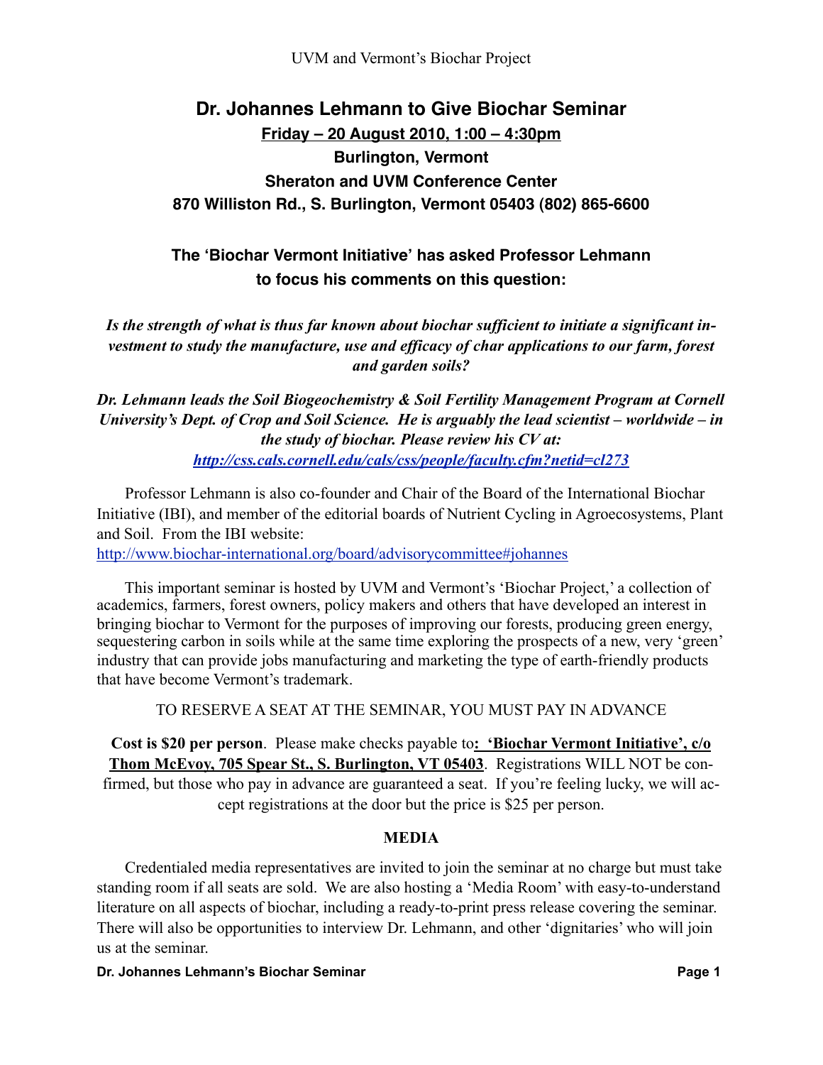UVM and Vermont's Biochar Project

# Dr. Johannes Lehmann to Give Biochar Seminar

**Friday – 20 August 2010, 1:00 – 4:30pm**

**Burlington, Vermont**

**Sheraton and UVM Conference Center**

**870 Williston Rd., S. Burlington, Vermont 05403 (802) 865-6600**

## The 'Biochar Vermont Initiative' has asked Professor Lehmann to focus his comments on this question:

***Is the strength of what is thus far known about biochar sufficient to initiate a significant investment to study the manufacture, use and efficacy of char applications to our farm, forest and garden soils?***

***Dr. Lehmann leads the Soil Biogeochemistry & Soil Fertility Management Program at Cornell University's Dept. of Crop and Soil Science. He is arguably the lead scientist – worldwide – in the study of biochar. Please review his CV at:*** ***http://css.cals.cornell.edu/cals/css/people/faculty.cfm?netid=cl273***

Professor Lehmann is also co-founder and Chair of the Board of the International Biochar Initiative (IBI), and member of the editorial boards of Nutrient Cycling in Agroecosystems, Plant and Soil. From the IBI website: http://www.biochar-international.org/board/advisorycommittee#johannes

This important seminar is hosted by UVM and Vermont's 'Biochar Project,' a collection of academics, farmers, forest owners, policy makers and others that have developed an interest in bringing biochar to Vermont for the purposes of improving our forests, producing green energy, sequestering carbon in soils while at the same time exploring the prospects of a new, very 'green' industry that can provide jobs manufacturing and marketing the type of earth-friendly products that have become Vermont's trademark.

TO RESERVE A SEAT AT THE SEMINAR, YOU MUST PAY IN ADVANCE

**Cost is $20 per person**. Please make checks payable to**: 'Biochar Vermont Initiative', c/o Thom McEvoy, 705 Spear St., S. Burlington, VT 05403**. Registrations WILL NOT be confirmed, but those who pay in advance are guaranteed a seat. If you're feeling lucky, we will accept registrations at the door but the price is $25 per person.

### MEDIA

Credentialed media representatives are invited to join the seminar at no charge but must take standing room if all seats are sold. We are also hosting a 'Media Room' with easy-to-understand literature on all aspects of biochar, including a ready-to-print press release covering the seminar. There will also be opportunities to interview Dr. Lehmann, and other 'dignitaries' who will join us at the seminar.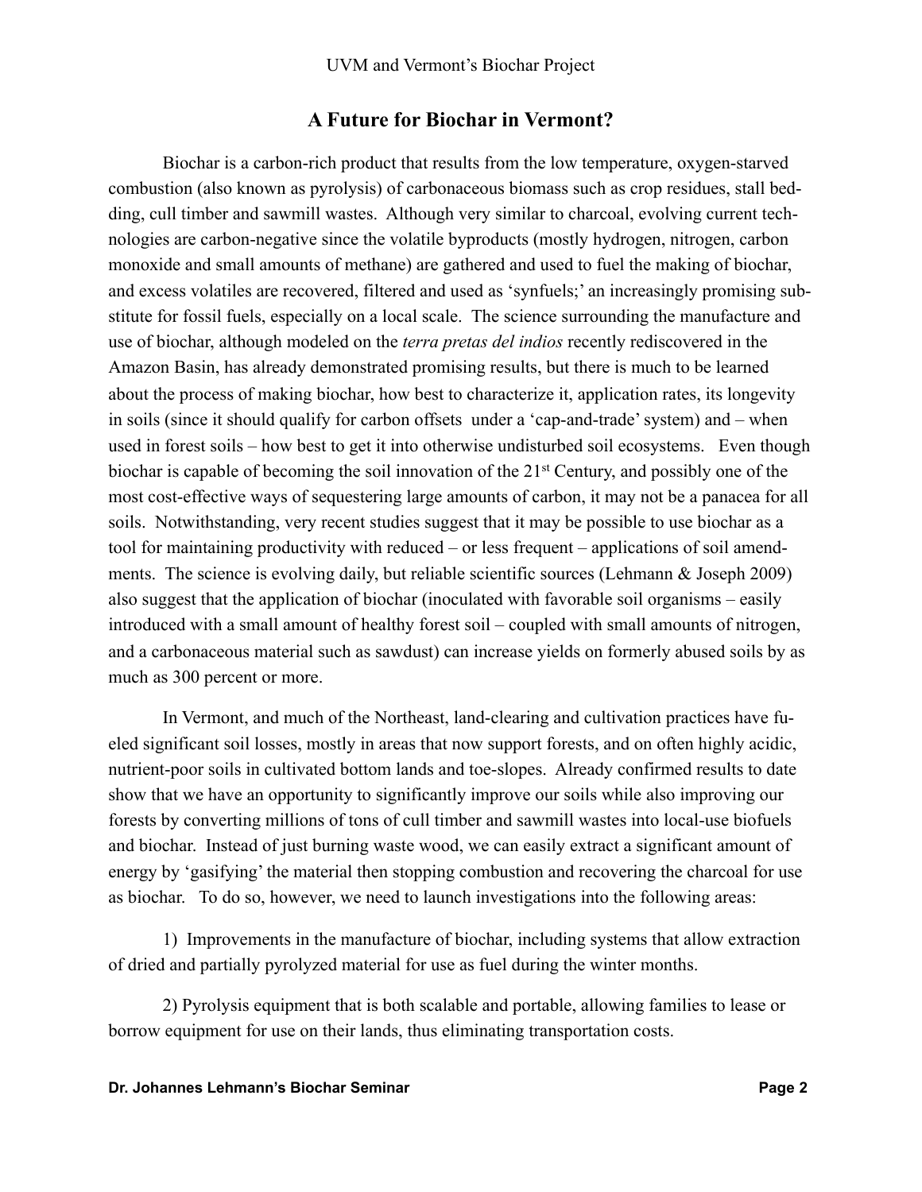## A Future for Biochar in Vermont?

Biochar is a carbon-rich product that results from the low temperature, oxygen-starved combustion (also known as pyrolysis) of carbonaceous biomass such as crop residues, stall bedding, cull timber and sawmill wastes. Although very similar to charcoal, evolving current technologies are carbon-negative since the volatile byproducts (mostly hydrogen, nitrogen, carbon monoxide and small amounts of methane) are gathered and used to fuel the making of biochar, and excess volatiles are recovered, filtered and used as 'synfuels;' an increasingly promising substitute for fossil fuels, especially on a local scale. The science surrounding the manufacture and use of biochar, although modeled on the *terra pretas del indios* recently rediscovered in the Amazon Basin, has already demonstrated promising results, but there is much to be learned about the process of making biochar, how best to characterize it, application rates, its longevity in soils (since it should qualify for carbon offsets under a 'cap-and-trade' system) and – when used in forest soils – how best to get it into otherwise undisturbed soil ecosystems. Even though biochar is capable of becoming the soil innovation of the 21st Century, and possibly one of the most cost-effective ways of sequestering large amounts of carbon, it may not be a panacea for all soils. Notwithstanding, very recent studies suggest that it may be possible to use biochar as a tool for maintaining productivity with reduced – or less frequent – applications of soil amendments. The science is evolving daily, but reliable scientific sources (Lehmann & Joseph 2009) also suggest that the application of biochar (inoculated with favorable soil organisms – easily introduced with a small amount of healthy forest soil – coupled with small amounts of nitrogen, and a carbonaceous material such as sawdust) can increase yields on formerly abused soils by as much as 300 percent or more.

In Vermont, and much of the Northeast, land-clearing and cultivation practices have fueled significant soil losses, mostly in areas that now support forests, and on often highly acidic, nutrient-poor soils in cultivated bottom lands and toe-slopes. Already confirmed results to date show that we have an opportunity to significantly improve our soils while also improving our forests by converting millions of tons of cull timber and sawmill wastes into local-use biofuels and biochar. Instead of just burning waste wood, we can easily extract a significant amount of energy by 'gasifying' the material then stopping combustion and recovering the charcoal for use as biochar. To do so, however, we need to launch investigations into the following areas:

1) Improvements in the manufacture of biochar, including systems that allow extraction of dried and partially pyrolyzed material for use as fuel during the winter months.

2) Pyrolysis equipment that is both scalable and portable, allowing families to lease or borrow equipment for use on their lands, thus eliminating transportation costs.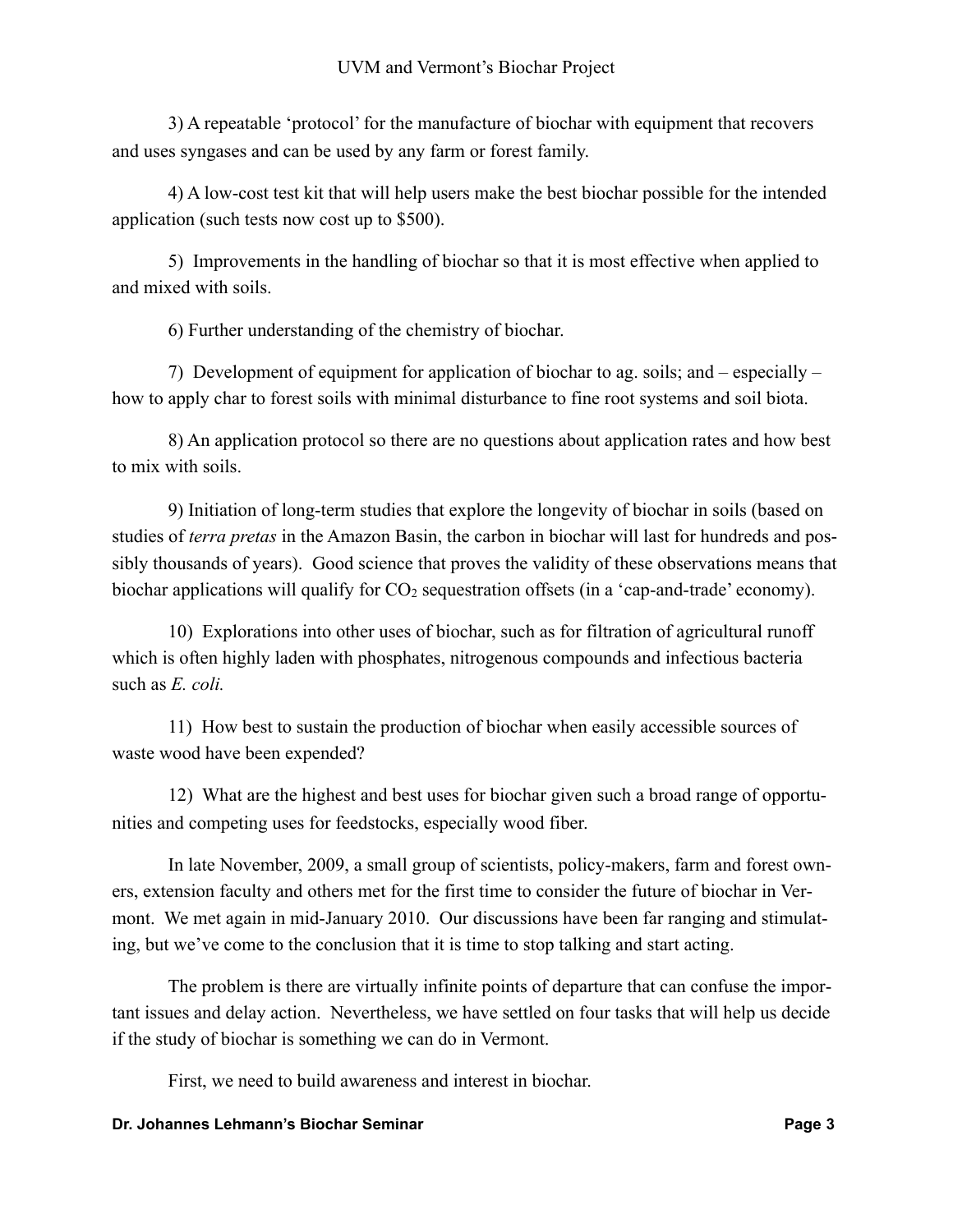3) A repeatable 'protocol' for the manufacture of biochar with equipment that recovers and uses syngases and can be used by any farm or forest family.

4) A low-cost test kit that will help users make the best biochar possible for the intended application (such tests now cost up to $500).

5) Improvements in the handling of biochar so that it is most effective when applied to and mixed with soils.

6) Further understanding of the chemistry of biochar.

7) Development of equipment for application of biochar to ag. soils; and – especially – how to apply char to forest soils with minimal disturbance to fine root systems and soil biota.

8) An application protocol so there are no questions about application rates and how best to mix with soils.

9) Initiation of long-term studies that explore the longevity of biochar in soils (based on studies of *terra pretas* in the Amazon Basin, the carbon in biochar will last for hundreds and possibly thousands of years). Good science that proves the validity of these observations means that biochar applications will qualify for $CO_2$ sequestration offsets (in a 'cap-and-trade' economy).

10) Explorations into other uses of biochar, such as for filtration of agricultural runoff which is often highly laden with phosphates, nitrogenous compounds and infectious bacteria such as *E. coli.*

11) How best to sustain the production of biochar when easily accessible sources of waste wood have been expended?

12) What are the highest and best uses for biochar given such a broad range of opportunities and competing uses for feedstocks, especially wood fiber.

In late November, 2009, a small group of scientists, policy-makers, farm and forest owners, extension faculty and others met for the first time to consider the future of biochar in Vermont. We met again in mid-January 2010. Our discussions have been far ranging and stimulating, but we've come to the conclusion that it is time to stop talking and start acting.

The problem is there are virtually infinite points of departure that can confuse the important issues and delay action. Nevertheless, we have settled on four tasks that will help us decide if the study of biochar is something we can do in Vermont.

First, we need to build awareness and interest in biochar.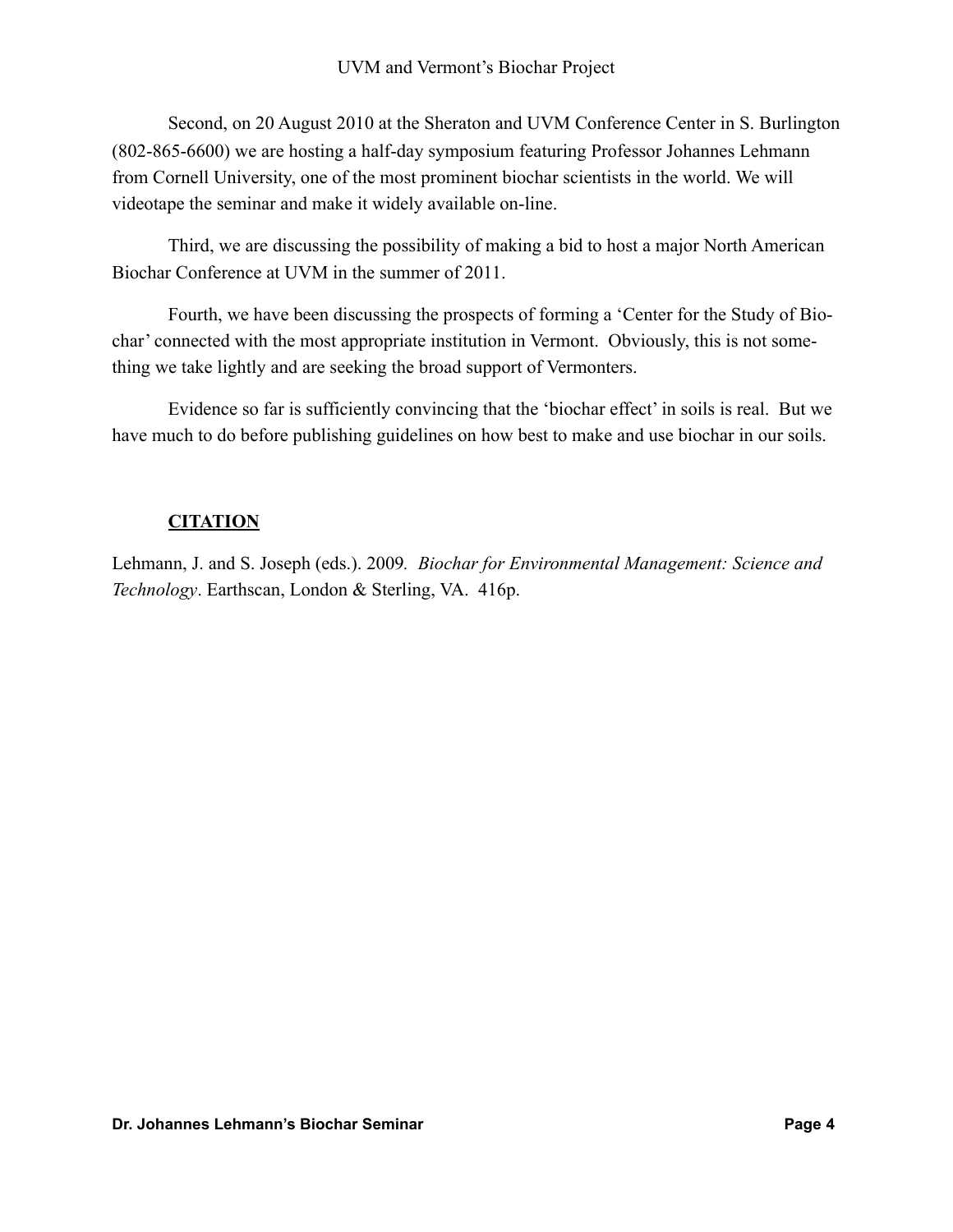Second, on 20 August 2010 at the Sheraton and UVM Conference Center in S. Burlington (802-865-6600) we are hosting a half-day symposium featuring Professor Johannes Lehmann from Cornell University, one of the most prominent biochar scientists in the world. We will videotape the seminar and make it widely available on-line.

Third, we are discussing the possibility of making a bid to host a major North American Biochar Conference at UVM in the summer of 2011.

Fourth, we have been discussing the prospects of forming a 'Center for the Study of Biochar' connected with the most appropriate institution in Vermont. Obviously, this is not something we take lightly and are seeking the broad support of Vermonters.

Evidence so far is sufficiently convincing that the 'biochar effect' in soils is real. But we have much to do before publishing guidelines on how best to make and use biochar in our soils.

## CITATION

Lehmann, J. and S. Joseph (eds.). 2009. *Biochar for Environmental Management: Science and Technology*. Earthscan, London & Sterling, VA. 416p.